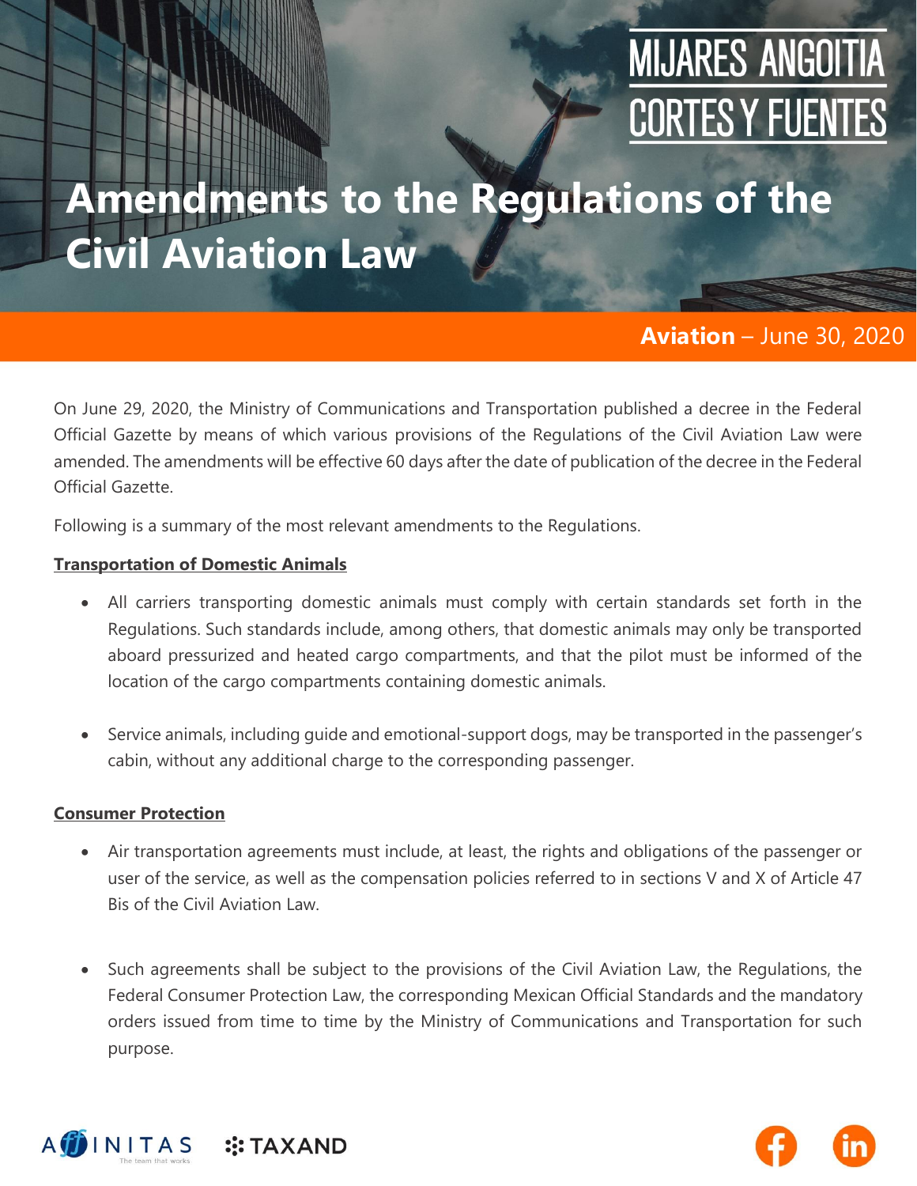MIJARES ANGOITIA CORTES Y FUENTES

# Amendments to the Regulations of the Civil Aviation Law

**Aviation** – June 30, 2020

On June 29, 2020, the Ministry of Communications and Transportation published a decree in the Federal Official Gazette by means of which various provisions of the Regulations of the Civil Aviation Law were amended. The amendments will be effective 60 days after the date of publication of the decree in the Federal Official Gazette.

Following is a summary of the most relevant amendments to the Regulations.

## Transportation of Domestic Animals

- All carriers transporting domestic animals must comply with certain standards set forth in the Regulations. Such standards include, among others, that domestic animals may only be transported aboard pressurized and heated cargo compartments, and that the pilot must be informed of the location of the cargo compartments containing domestic animals.

- Service animals, including guide and emotional-support dogs, may be transported in the passenger's cabin, without any additional charge to the corresponding passenger.

## Consumer Protection

- Air transportation agreements must include, at least, the rights and obligations of the passenger or user of the service, as well as the compensation policies referred to in sections V and X of Article 47 Bis of the Civil Aviation Law.

- Such agreements shall be subject to the provisions of the Civil Aviation Law, the Regulations, the Federal Consumer Protection Law, the corresponding Mexican Official Standards and the mandatory orders issued from time to time by the Ministry of Communications and Transportation for such purpose.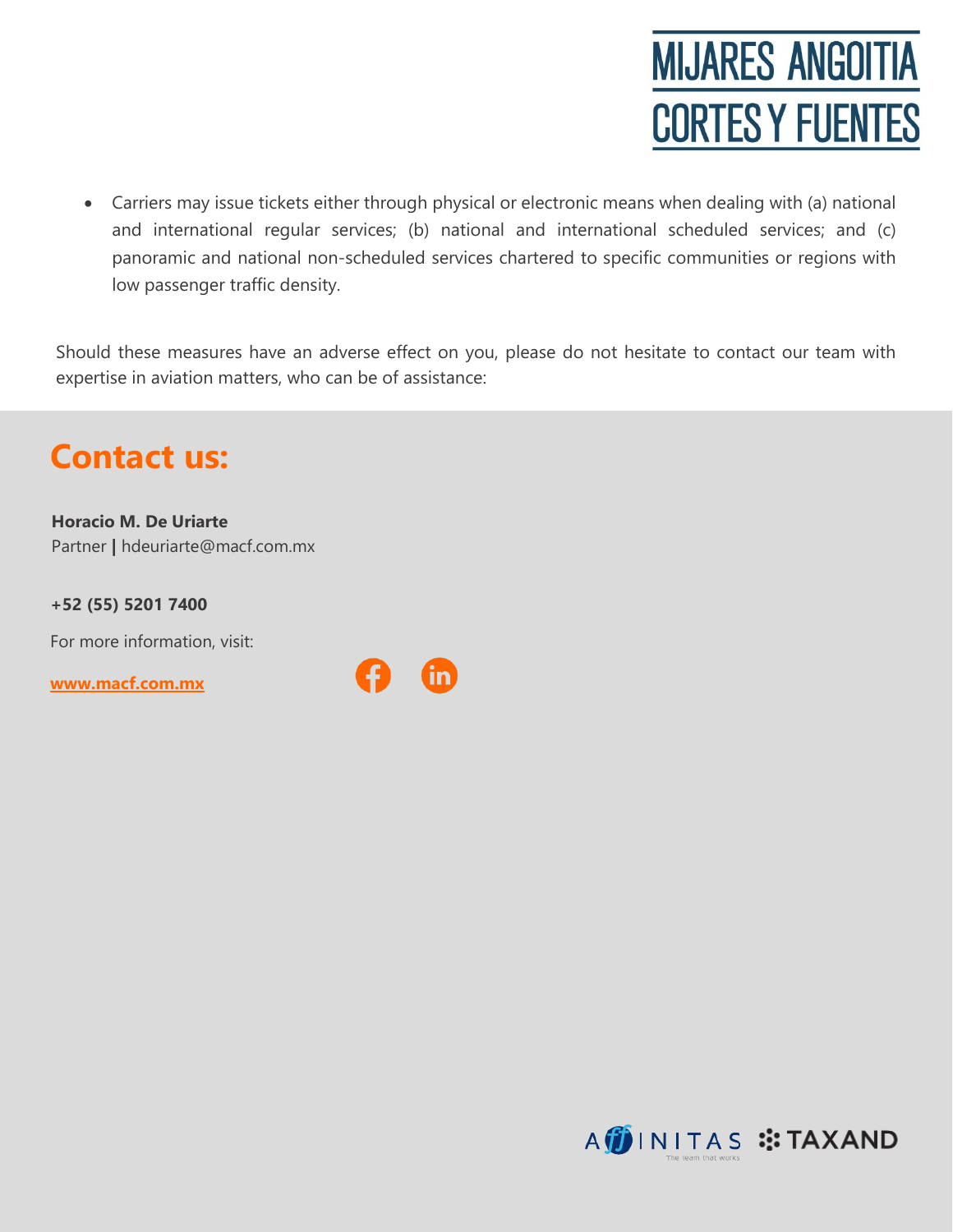- Carriers may issue tickets either through physical or electronic means when dealing with (a) national and international regular services; (b) national and international scheduled services; and (c) panoramic and national non-scheduled services chartered to specific communities or regions with low passenger traffic density.

Should these measures have an adverse effect on you, please do not hesitate to contact our team with expertise in aviation matters, who can be of assistance:

## Contact us:

**Horacio M. De Uriarte**
Partner **|** hdeuriarte@macf.com.mx

**+52 (55) 5201 7400**

For more information, visit:

**www.macf.com.mx**